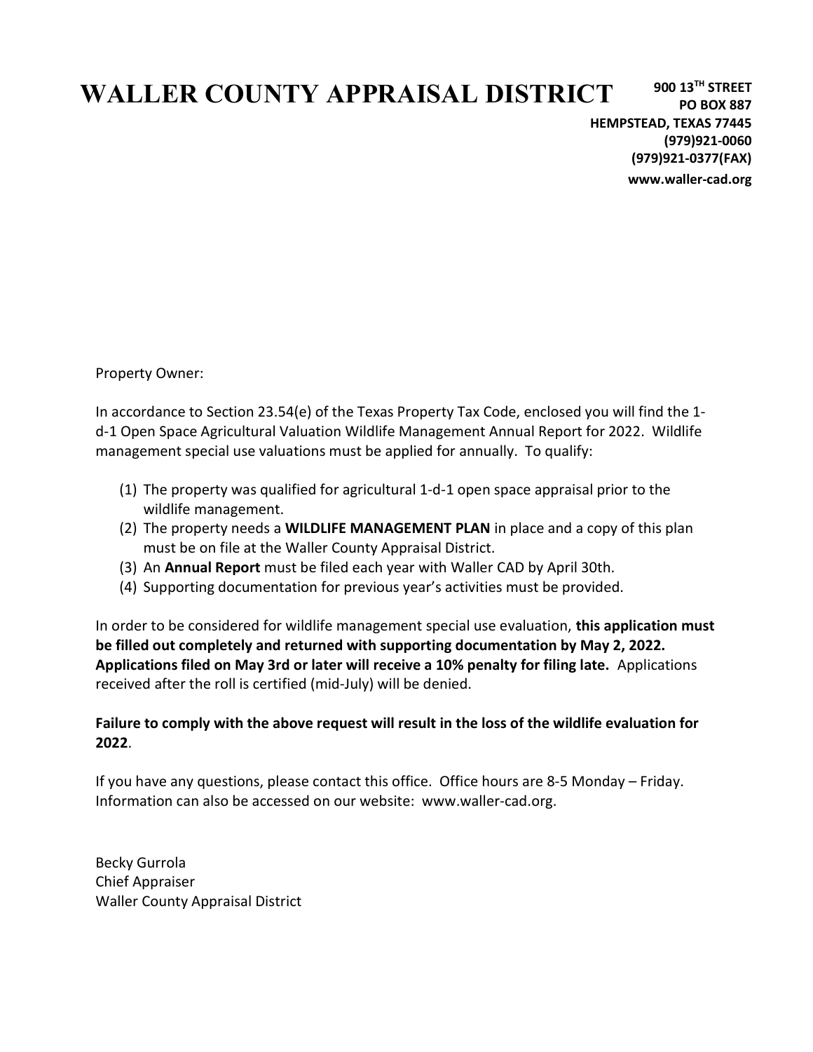# WALLER COUNTY APPRAISAL DISTRICT

**900 13TH STREET**
**PO BOX 887**
**HEMPSTEAD, TEXAS 77445**
**(979)921-0060**
**(979)921-0377(FAX)**
**www.waller-cad.org**

Property Owner:

In accordance to Section 23.54(e) of the Texas Property Tax Code, enclosed you will find the 1-d-1 Open Space Agricultural Valuation Wildlife Management Annual Report for 2022. Wildlife management special use valuations must be applied for annually. To qualify:

1. The property was qualified for agricultural 1-d-1 open space appraisal prior to the wildlife management.
2. The property needs a **WILDLIFE MANAGEMENT PLAN** in place and a copy of this plan must be on file at the Waller County Appraisal District.
3. An **Annual Report** must be filed each year with Waller CAD by April 30th.
4. Supporting documentation for previous year's activities must be provided.

In order to be considered for wildlife management special use evaluation, **this application must be filled out completely and returned with supporting documentation by May 2, 2022. Applications filed on May 3rd or later will receive a 10% penalty for filing late.** Applications received after the roll is certified (mid-July) will be denied.

**Failure to comply with the above request will result in the loss of the wildlife evaluation for 2022**.

If you have any questions, please contact this office. Office hours are 8-5 Monday – Friday. Information can also be accessed on our website: www.waller-cad.org.

Becky Gurrola
Chief Appraiser
Waller County Appraisal District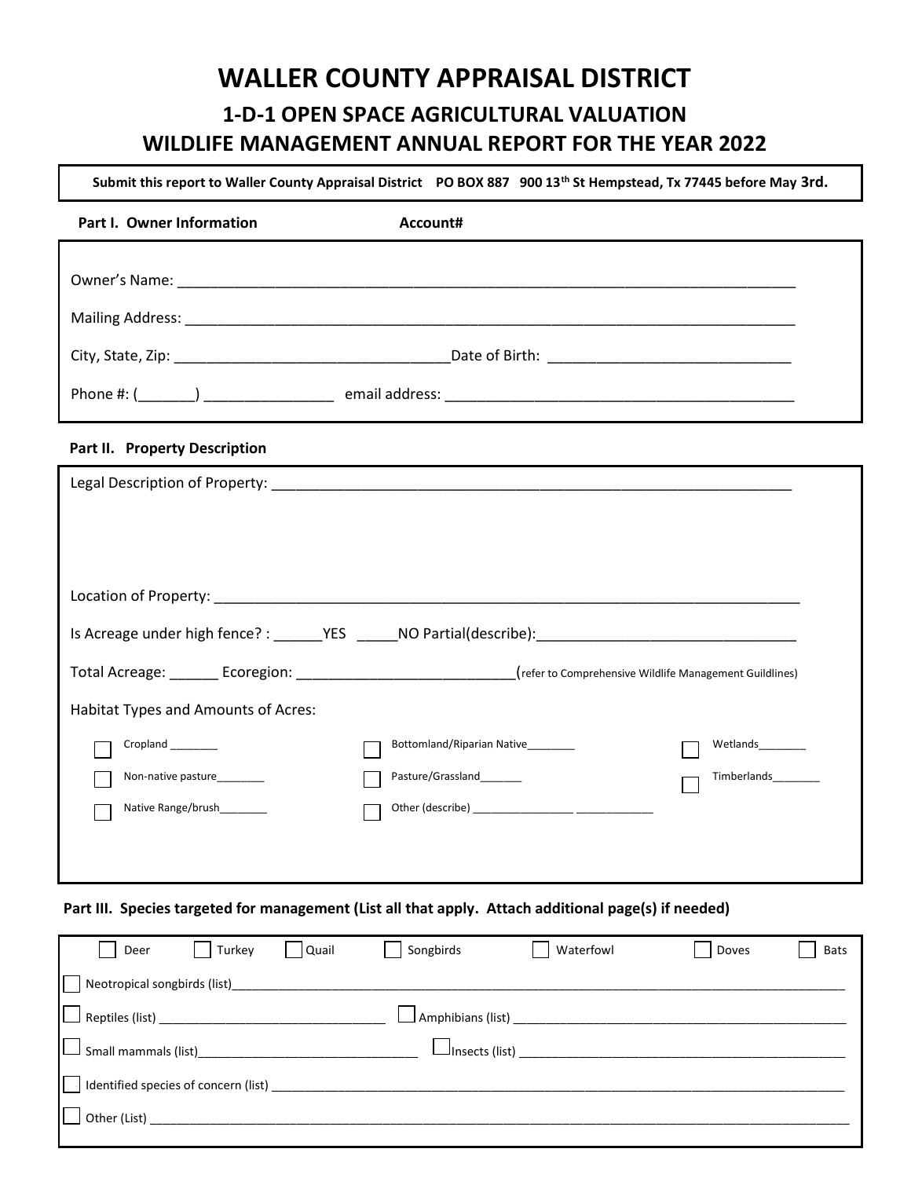# WALLER COUNTY APPRAISAL DISTRICT

## 1-D-1 OPEN SPACE AGRICULTURAL VALUATION

## WILDLIFE MANAGEMENT ANNUAL REPORT FOR THE YEAR 2022

**Submit this report to Waller County Appraisal District PO BOX 887 900 13th St Hempstead, Tx 77445 before May 3rd.**

**Part I. Owner Information** **Account#**

Owner's Name: ______________________________________________________________________________

Mailing Address: ____________________________________________________________________________

City, State, Zip: _________________________________Date of Birth: _____________________________

Phone #: (_______) _______________ email address: ___________________________________________

**Part II. Property Description**

Legal Description of Property: _______________________________________________________________

Location of Property: _______________________________________________________________________

Is Acreage under high fence? : ______YES _____NO Partial(describe):_______________________________

Total Acreage: ______ Ecoregion: __________________________(refer to Comprehensive Wildlife Management Guildlines)

Habitat Types and Amounts of Acres:

☐ Cropland ________ ☐ Bottomland/Riparian Native________ ☐ Wetlands________

☐ Non-native pasture________ ☐ Pasture/Grassland_______ ☐ Timberlands________

☐ Native Range/brush________ ☐ Other (describe) _________________ _____________

**Part III. Species targeted for management (List all that apply. Attach additional page(s) if needed)**

☐ Deer ☐ Turkey ☐ Quail ☐ Songbirds ☐ Waterfowl ☐ Doves ☐ Bats

☐ Neotropical songbirds (list)______________________________________________________________________

☐ Reptiles (list) _________________________________ ☐ Amphibians (list) _______________________________________________

☐ Small mammals (list)________________________________ ☐ Insects (list) _______________________________________________

☐ Identified species of concern (list) _________________________________________________________________

☐ Other (List) ______________________________________________________________________________________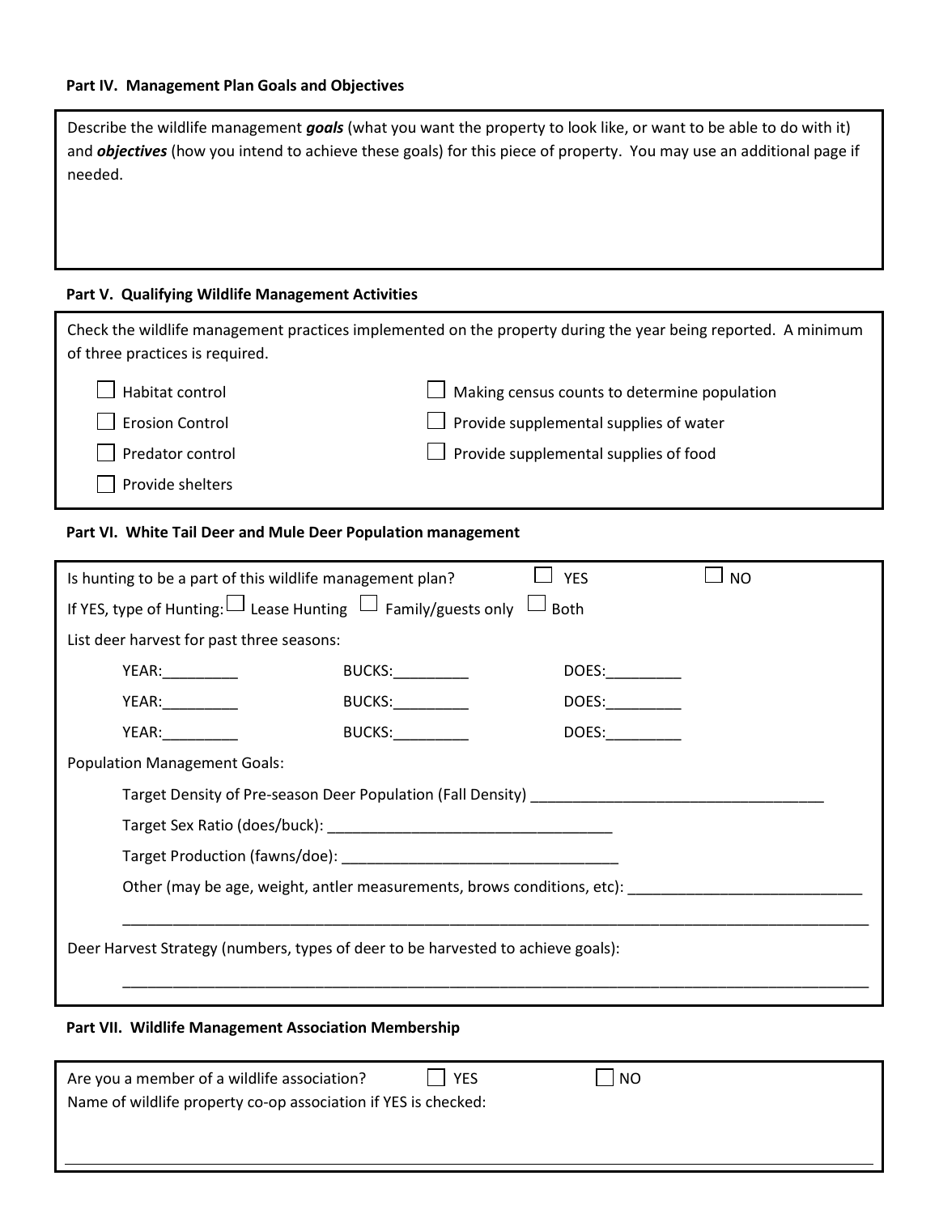**Part IV. Management Plan Goals and Objectives**

Describe the wildlife management ***goals*** (what you want the property to look like, or want to be able to do with it) and ***objectives*** (how you intend to achieve these goals) for this piece of property. You may use an additional page if needed.

**Part V. Qualifying Wildlife Management Activities**

Check the wildlife management practices implemented on the property during the year being reported. A minimum of three practices is required.

☐ Habitat control
☐ Erosion Control
☐ Predator control
☐ Provide shelters
☐ Making census counts to determine population
☐ Provide supplemental supplies of water
☐ Provide supplemental supplies of food

**Part VI. White Tail Deer and Mule Deer Population management**

Is hunting to be a part of this wildlife management plan? ☐ YES ☐ NO

If YES, type of Hunting: ☐ Lease Hunting ☐ Family/guests only ☐ Both

List deer harvest for past three seasons:

YEAR:_________ BUCKS:_________ DOES:_________

YEAR:_________ BUCKS:_________ DOES:_________

YEAR:_________ BUCKS:_________ DOES:_________

Population Management Goals:

Target Density of Pre-season Deer Population (Fall Density) ___________________________________

Target Sex Ratio (does/buck): __________________________________

Target Production (fawns/doe): _________________________________

Other (may be age, weight, antler measurements, brows conditions, etc): ____________________________

_____________________________________________________________________________________________

Deer Harvest Strategy (numbers, types of deer to be harvested to achieve goals):

_____________________________________________________________________________________________

**Part VII. Wildlife Management Association Membership**

Are you a member of a wildlife association? ☐ YES ☐ NO

Name of wildlife property co-op association if YES is checked:

_____________________________________________________________________________________________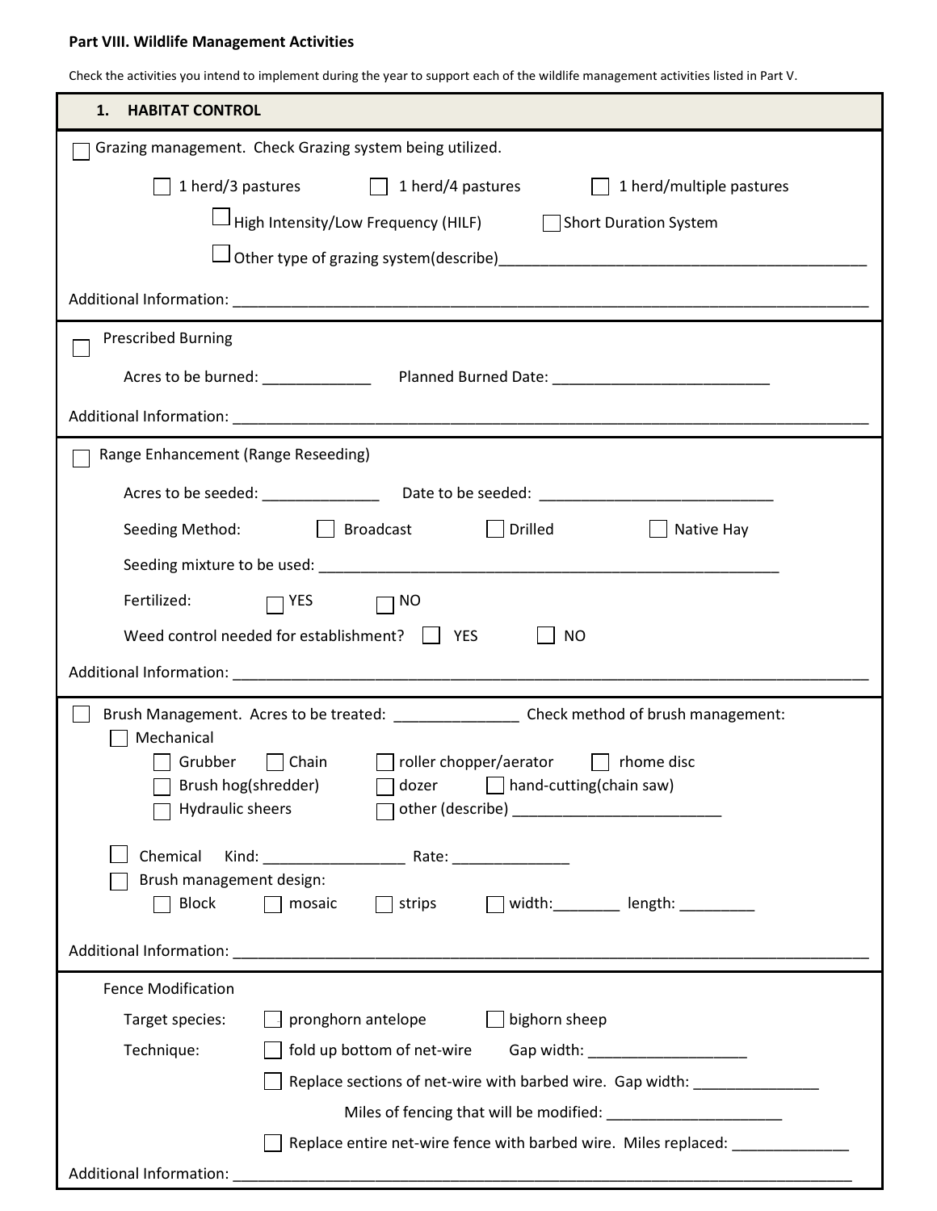**Part VIII. Wildlife Management Activities**

Check the activities you intend to implement during the year to support each of the wildlife management activities listed in Part V.

### 1. HABITAT CONTROL

☐ Grazing management. Check Grazing system being utilized.

☐ 1 herd/3 pastures ☐ 1 herd/4 pastures ☐ 1 herd/multiple pastures

☐ High Intensity/Low Frequency (HILF) ☐ Short Duration System

☐ Other type of grazing system(describe)____________________________________________

Additional Information: ______________________________________________________________________________

---

☐ Prescribed Burning

Acres to be burned: _____________ Planned Burned Date: __________________________

Additional Information: ______________________________________________________________________________

---

☐ Range Enhancement (Range Reseeding)

Acres to be seeded: ______________ Date to be seeded: ____________________________

Seeding Method: ☐ Broadcast ☐ Drilled ☐ Native Hay

Seeding mixture to be used: ________________________________________________________

Fertilized: ☐ YES ☐ NO

Weed control needed for establishment? ☐ YES ☐ NO

Additional Information: ______________________________________________________________________________

---

☐ Brush Management. Acres to be treated: _______________ Check method of brush management:

☐ Mechanical

☐ Grubber ☐ Chain ☐ roller chopper/aerator ☐ rhome disc

☐ Brush hog(shredder) ☐ dozer ☐ hand-cutting(chain saw)

☐ Hydraulic sheers ☐ other (describe) _________________________

☐ Chemical Kind: _________________ Rate: ______________

☐ Brush management design:

☐ Block ☐ mosaic ☐ strips ☐ width:________ length: _________

Additional Information: ______________________________________________________________________________

---

Fence Modification

Target species: ☐ pronghorn antelope ☐ bighorn sheep

Technique: ☐ fold up bottom of net-wire Gap width: ___________________

☐ Replace sections of net-wire with barbed wire. Gap width: _______________

Miles of fencing that will be modified: _____________________

☐ Replace entire net-wire fence with barbed wire. Miles replaced: ______________

Additional Information: ______________________________________________________________________________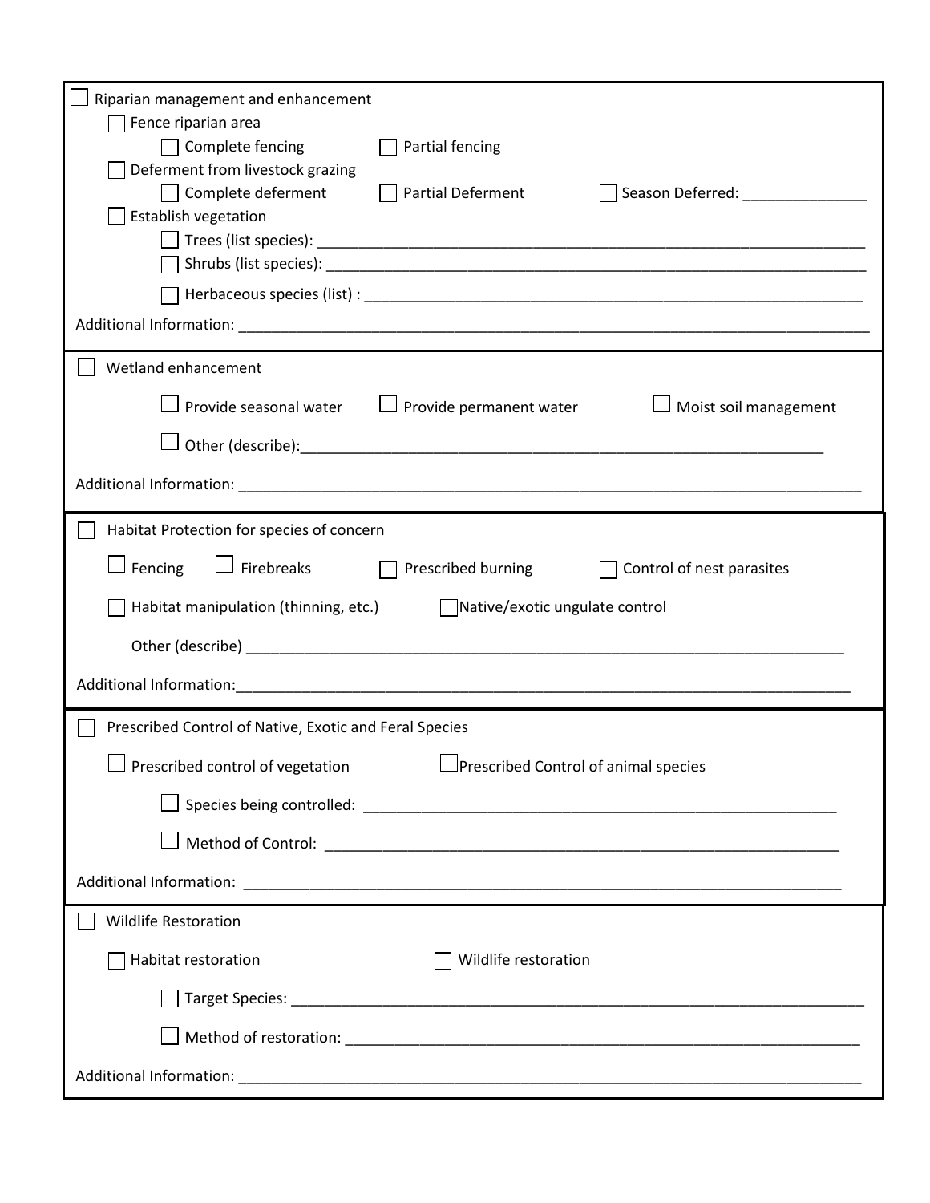☐ Riparian management and enhancement

- ☐ Fence riparian area
  - ☐ Complete fencing ☐ Partial fencing
- ☐ Deferment from livestock grazing
  - ☐ Complete deferment ☐ Partial Deferment ☐ Season Deferred: _______________
- ☐ Establish vegetation
  - ☐ Trees (list species): ____________________________________________________________________
  - ☐ Shrubs (list species): ___________________________________________________________________
  - ☐ Herbaceous species (list) : ______________________________________________________________

Additional Information: _______________________________________________________________________________

---

☐ Wetland enhancement

☐ Provide seasonal water ☐ Provide permanent water ☐ Moist soil management

☐ Other (describe):_________________________________________________________________

Additional Information: _______________________________________________________________________________

---

☐ Habitat Protection for species of concern

☐ Fencing ☐ Firebreaks ☐ Prescribed burning ☐ Control of nest parasites

☐ Habitat manipulation (thinning, etc.) ☐ Native/exotic ungulate control

Other (describe) __________________________________________________________________________

Additional Information:_______________________________________________________________________________

---

☐ Prescribed Control of Native, Exotic and Feral Species

☐ Prescribed control of vegetation ☐ Prescribed Control of animal species

☐ Species being controlled: _____________________________________________________________

☐ Method of Control: __________________________________________________________________

Additional Information: _______________________________________________________________________________

---

☐ Wildlife Restoration

☐ Habitat restoration ☐ Wildlife restoration

☐ Target Species: _______________________________________________________________________

☐ Method of restoration: ________________________________________________________________

Additional Information: _______________________________________________________________________________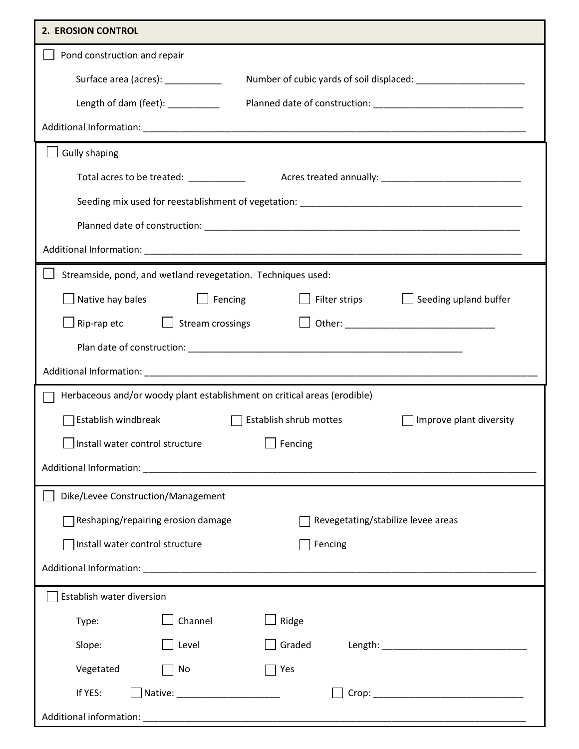## 2. EROSION CONTROL

☐ Pond construction and repair

Surface area (acres): ___________ Number of cubic yards of soil displaced: _____________________

Length of dam (feet): __________ Planned date of construction: ____________________________

Additional Information: ___________________________________________________________________________

☐ Gully shaping

Total acres to be treated: ___________ Acres treated annually: __________________________

Seeding mix used for reestablishment of vegetation: ____________________________________________

Planned date of construction: _____________________________________________________________

Additional Information: ___________________________________________________________________________

☐ Streamside, pond, and wetland revegetation. Techniques used:

☐ Native hay bales ☐ Fencing ☐ Filter strips ☐ Seeding upland buffer

☐ Rip-rap etc ☐ Stream crossings ☐ Other: ____________________________

Plan date of construction: ____________________________________________________

Additional Information: ___________________________________________________________________________

☐ Herbaceous and/or woody plant establishment on critical areas (erodible)

☐ Establish windbreak ☐ Establish shrub mottes ☐ Improve plant diversity

☐ Install water control structure ☐ Fencing

Additional Information: ___________________________________________________________________________

☐ Dike/Levee Construction/Management

☐ Reshaping/repairing erosion damage ☐ Revegetating/stabilize levee areas

☐ Install water control structure ☐ Fencing

Additional Information: ___________________________________________________________________________

☐ Establish water diversion

Type: ☐ Channel ☐ Ridge

Slope: ☐ Level ☐ Graded Length: ___________________________

Vegetated ☐ No ☐ Yes

If YES: ☐ Native: ____________________ ☐ Crop: _____________________________

Additional information: ___________________________________________________________________________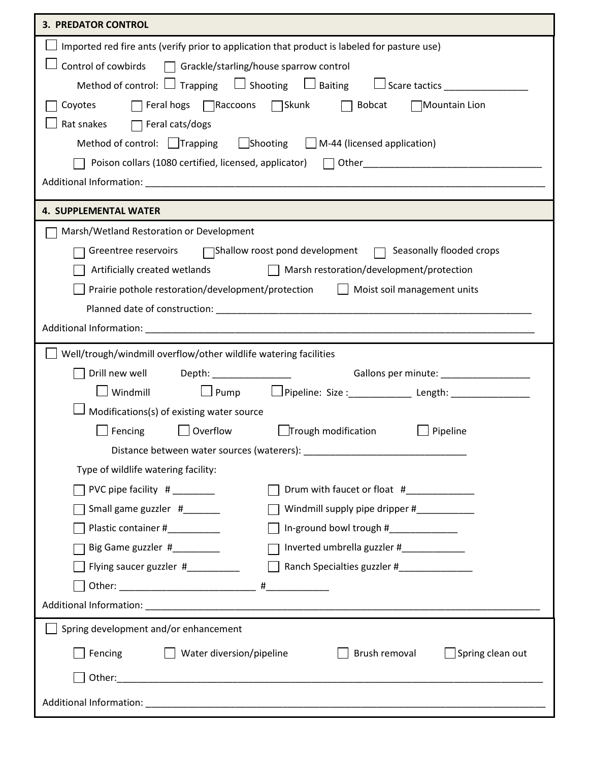## 3. PREDATOR CONTROL

- ☐ Imported red fire ants (verify prior to application that product is labeled for pasture use)
- ☐ Control of cowbirds ☐ Grackle/starling/house sparrow control
  - Method of control: ☐ Trapping ☐ Shooting ☐ Baiting ☐ Scare tactics _______________
- ☐ Coyotes ☐ Feral hogs ☐ Raccoons ☐ Skunk ☐ Bobcat ☐ Mountain Lion
- ☐ Rat snakes ☐ Feral cats/dogs
  - Method of control: ☐ Trapping ☐ Shooting ☐ M-44 (licensed application)
  - ☐ Poison collars (1080 certified, licensed, applicator) ☐ Other_________________________________

Additional Information: ______________________________________________________________________________

## 4. SUPPLEMENTAL WATER

- ☐ Marsh/Wetland Restoration or Development
  - ☐ Greentree reservoirs ☐ Shallow roost pond development ☐ Seasonally flooded crops
  - ☐ Artificially created wetlands ☐ Marsh restoration/development/protection
  - ☐ Prairie pothole restoration/development/protection ☐ Moist soil management units
  - Planned date of construction: ____________________________________________________________

Additional Information: ______________________________________________________________________________

- ☐ Well/trough/windmill overflow/other wildlife watering facilities
  - ☐ Drill new well Depth: _______________ Gallons per minute: _________________
    - ☐ Windmill ☐ Pump ☐ Pipeline: Size :____________ Length: _______________
  - ☐ Modifications(s) of existing water source
    - ☐ Fencing ☐ Overflow ☐ Trough modification ☐ Pipeline
    - Distance between water sources (waterers): ______________________________
  - Type of wildlife watering facility:
    - ☐ PVC pipe facility # ________ ☐ Drum with faucet or float #_____________
    - ☐ Small game guzzler #_______ ☐ Windmill supply pipe dripper #___________
    - ☐ Plastic container #__________ ☐ In-ground bowl trough #_____________
    - ☐ Big Game guzzler #_________ ☐ Inverted umbrella guzzler #____________
    - ☐ Flying saucer guzzler #__________ ☐ Ranch Specialties guzzler #______________
    - ☐ Other: _________________________ #____________

Additional Information: ______________________________________________________________________________

- ☐ Spring development and/or enhancement
  - ☐ Fencing ☐ Water diversion/pipeline ☐ Brush removal ☐ Spring clean out
  - ☐ Other:_________________________________________________________________________________

Additional Information: ______________________________________________________________________________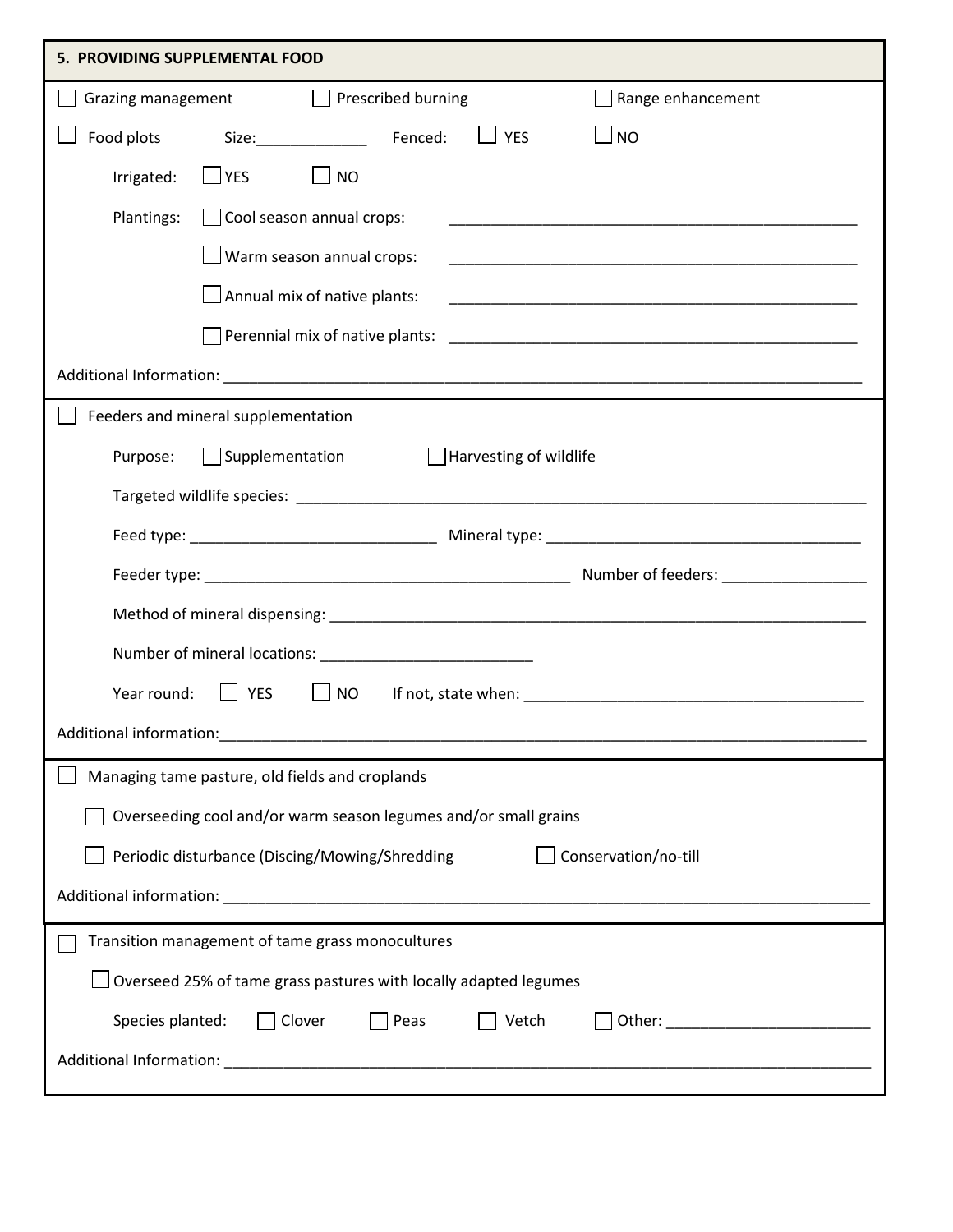## 5. PROVIDING SUPPLEMENTAL FOOD

☐ Grazing management ☐ Prescribed burning ☐ Range enhancement

☐ Food plots Size:_____________ Fenced: ☐ YES ☐ NO

Irrigated: ☐ YES ☐ NO

Plantings: ☐ Cool season annual crops: _______________________________________________

☐ Warm season annual crops: _______________________________________________

☐ Annual mix of native plants: _______________________________________________

☐ Perennial mix of native plants: _______________________________________________

Additional Information: ___________________________________________________________________________

---

☐ Feeders and mineral supplementation

Purpose: ☐ Supplementation ☐ Harvesting of wildlife

Targeted wildlife species: ___________________________________________________________________

Feed type: ____________________________ Mineral type: _____________________________________

Feeder type: __________________________________________ Number of feeders: ________________

Method of mineral dispensing: ______________________________________________________________

Number of mineral locations: ________________________

Year round: ☐ YES ☐ NO If not, state when: _______________________________________

Additional information:____________________________________________________________________________

---

☐ Managing tame pasture, old fields and croplands

☐ Overseeding cool and/or warm season legumes and/or small grains

☐ Periodic disturbance (Discing/Mowing/Shredding ☐ Conservation/no-till

Additional information: ____________________________________________________________________________

---

☐ Transition management of tame grass monocultures

☐ Overseed 25% of tame grass pastures with locally adapted legumes

Species planted: ☐ Clover ☐ Peas ☐ Vetch ☐ Other: _______________________

Additional Information: ____________________________________________________________________________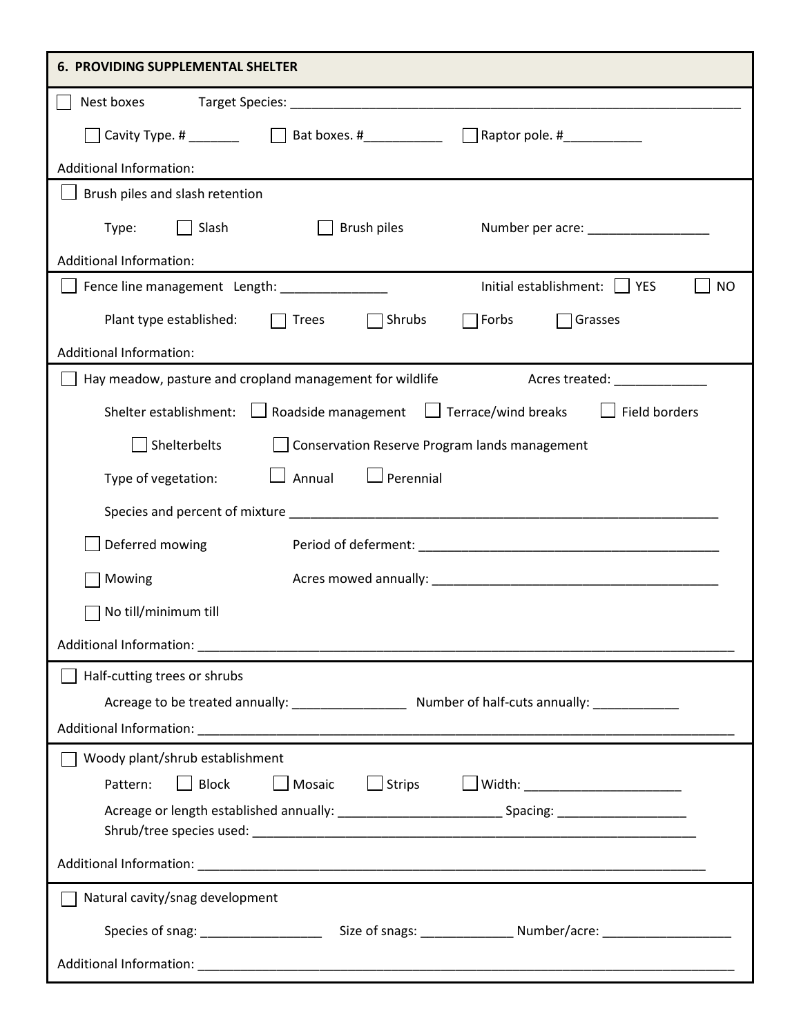## 6. PROVIDING SUPPLEMENTAL SHELTER

☐ Nest boxes Target Species: ____________________________________________

☐ Cavity Type. # _______ ☐ Bat boxes. #___________ ☐ Raptor pole. #___________

Additional Information:

---

☐ Brush piles and slash retention

Type: ☐ Slash ☐ Brush piles Number per acre: _________________

Additional Information:

---

☐ Fence line management Length: _______________ Initial establishment: ☐ YES ☐ NO

Plant type established: ☐ Trees ☐ Shrubs ☐ Forbs ☐ Grasses

Additional Information:

---

☐ Hay meadow, pasture and cropland management for wildlife Acres treated: _____________

Shelter establishment: ☐ Roadside management ☐ Terrace/wind breaks ☐ Field borders

☐ Shelterbelts ☐ Conservation Reserve Program lands management

Type of vegetation: ☐ Annual ☐ Perennial

Species and percent of mixture ____________________________________________

☐ Deferred mowing Period of deferment: ____________________________________________

☐ Mowing Acres mowed annually: ____________________________________________

☐ No till/minimum till

Additional Information: ____________________________________________

---

☐ Half-cutting trees or shrubs

Acreage to be treated annually: ________________ Number of half-cuts annually: ____________

Additional Information: ____________________________________________

---

☐ Woody plant/shrub establishment

Pattern: ☐ Block ☐ Mosaic ☐ Strips ☐ Width: ______________________

Acreage or length established annually: ______________________ Spacing: __________________

Shrub/tree species used: ____________________________________________

Additional Information: ____________________________________________

---

☐ Natural cavity/snag development

Species of snag: _________________ Size of snags: _____________ Number/acre: __________________

Additional Information: ____________________________________________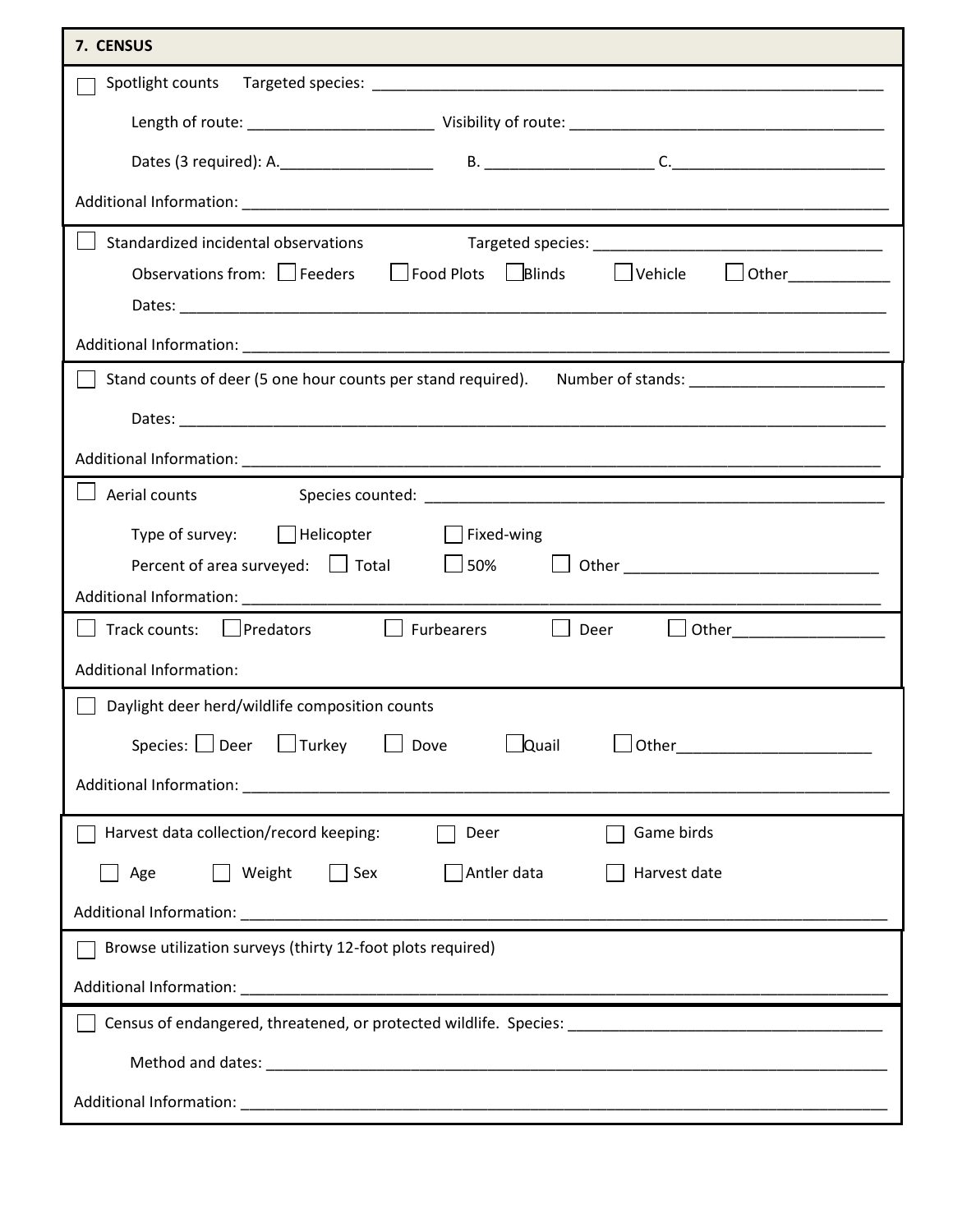## 7. CENSUS

☐ Spotlight counts    Targeted species: ________________________________________________

Length of route: ____________________ Visibility of route: ________________________________

Dates (3 required): A.________________  B. __________________ C.______________________

Additional Information: ________________________________________________________________

☐ Standardized incidental observations    Targeted species: ______________________________

Observations from: ☐ Feeders  ☐ Food Plots  ☐ Blinds  ☐ Vehicle  ☐ Other__________

Dates: ______________________________________________________________________________

Additional Information: ________________________________________________________________

☐ Stand counts of deer (5 one hour counts per stand required).    Number of stands: ____________________

Dates: ______________________________________________________________________________

Additional Information: ________________________________________________________________

☐ Aerial counts    Species counted: ______________________________________________

Type of survey: ☐ Helicopter  ☐ Fixed-wing

Percent of area surveyed: ☐ Total  ☐ 50%  ☐ Other ___________________________

Additional Information: ________________________________________________________________

☐ Track counts: ☐ Predators  ☐ Furbearers  ☐ Deer  ☐ Other_______________

Additional Information:

☐ Daylight deer herd/wildlife composition counts

Species: ☐ Deer  ☐ Turkey  ☐ Dove  ☐ Quail  ☐ Other____________________

Additional Information: ________________________________________________________________

☐ Harvest data collection/record keeping:  ☐ Deer  ☐ Game birds

☐ Age  ☐ Weight  ☐ Sex  ☐ Antler data  ☐ Harvest date

Additional Information: ________________________________________________________________

☐ Browse utilization surveys (thirty 12-foot plots required)

Additional Information: ________________________________________________________________

☐ Census of endangered, threatened, or protected wildlife. Species: ______________________________

Method and dates: ___________________________________________________________________

Additional Information: ________________________________________________________________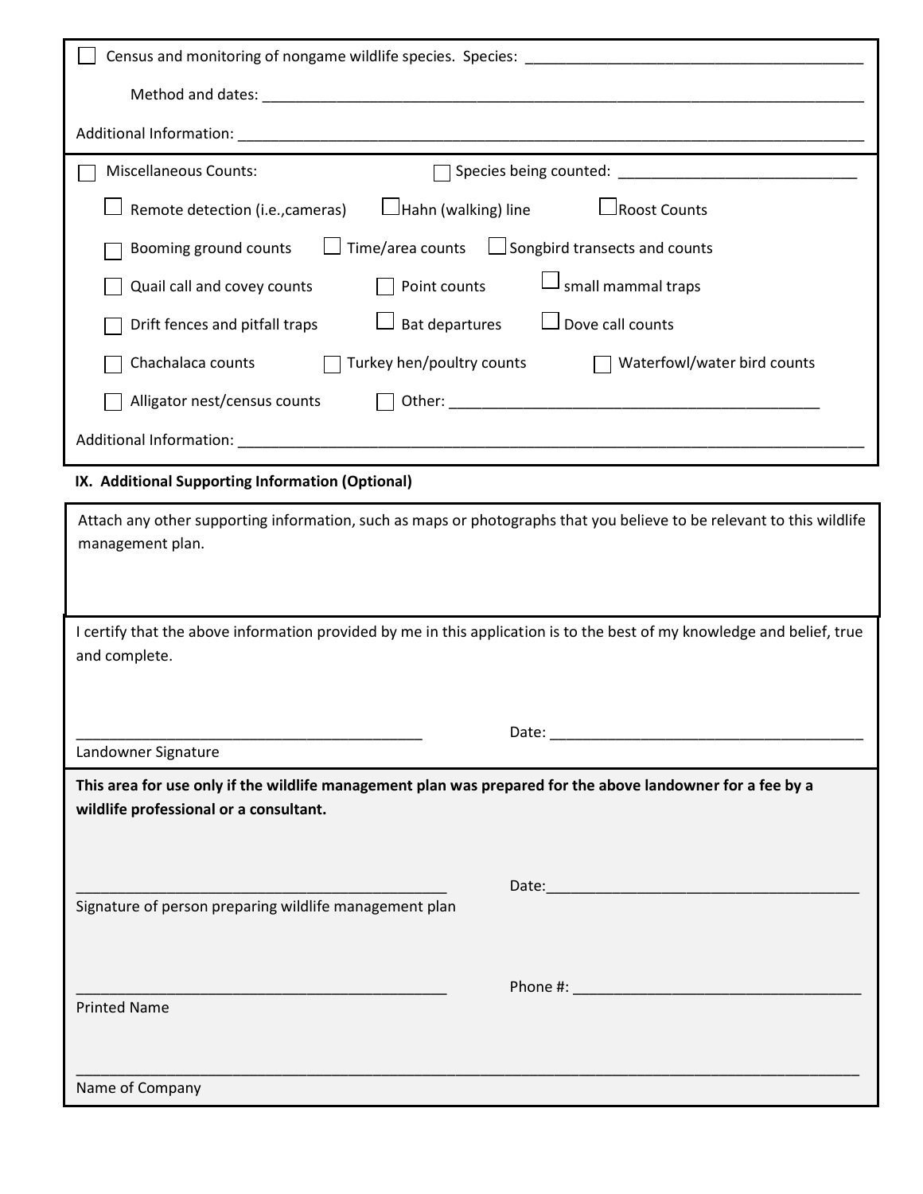☐ Census and monitoring of nongame wildlife species. Species: ________________________________________

Method and dates: ________________________________________________________________________

Additional Information: ________________________________________________________________________

☐ Miscellaneous Counts: ☐ Species being counted: ____________________________

☐ Remote detection (i.e.,cameras) ☐ Hahn (walking) line ☐ Roost Counts

☐ Booming ground counts ☐ Time/area counts ☐ Songbird transects and counts

☐ Quail call and covey counts ☐ Point counts ☐ small mammal traps

☐ Drift fences and pitfall traps ☐ Bat departures ☐ Dove call counts

☐ Chachalaca counts ☐ Turkey hen/poultry counts ☐ Waterfowl/water bird counts

☐ Alligator nest/census counts ☐ Other: ____________________________________________

Additional Information: ________________________________________________________________________

**IX. Additional Supporting Information (Optional)**

Attach any other supporting information, such as maps or photographs that you believe to be relevant to this wildlife management plan.

I certify that the above information provided by me in this application is to the best of my knowledge and belief, true and complete.

___________________________________________ Date: ______________________________________

Landowner Signature

**This area for use only if the wildlife management plan was prepared for the above landowner for a fee by a wildlife professional or a consultant.**

_____________________________________________ Date: ______________________________________

Signature of person preparing wildlife management plan

_____________________________________________ Phone #: ___________________________________

Printed Name

_______________________________________________________________________________________

Name of Company